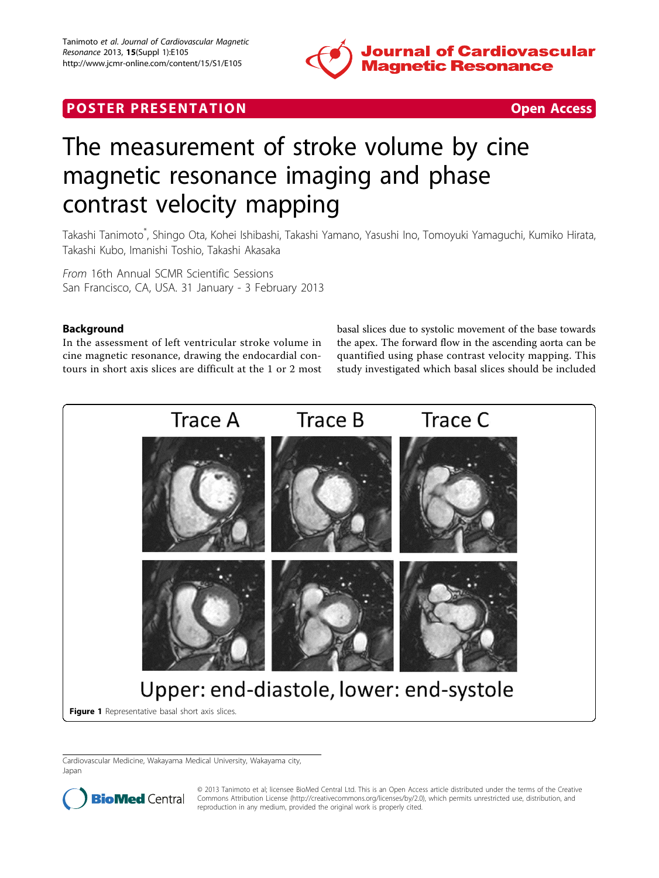POSTER PRESENTATION

Open Access

# The measurement of stroke volume by cine magnetic resonance imaging and phase contrast velocity mapping

Takashi Tanimoto*, Shingo Ota, Kohei Ishibashi, Takashi Yamano, Yasushi Ino, Tomoyuki Yamaguchi, Kumiko Hirata, Takashi Kubo, Imanishi Toshio, Takashi Akasaka

*From* 16th Annual SCMR Scientific Sessions
San Francisco, CA, USA. 31 January - 3 February 2013

## Background

In the assessment of left ventricular stroke volume in cine magnetic resonance, drawing the endocardial contours in short axis slices are difficult at the 1 or 2 most basal slices due to systolic movement of the base towards the apex. The forward flow in the ascending aorta can be quantified using phase contrast velocity mapping. This study investigated which basal slices should be included

Trace A Trace B Trace C

Upper: end-diastole, lower: end-systole

**Figure 1** Representative basal short axis slices.

Cardiovascular Medicine, Wakayama Medical University, Wakayama city, Japan

© 2013 Tanimoto et al; licensee BioMed Central Ltd. This is an Open Access article distributed under the terms of the Creative Commons Attribution License (http://creativecommons.org/licenses/by/2.0), which permits unrestricted use, distribution, and reproduction in any medium, provided the original work is properly cited.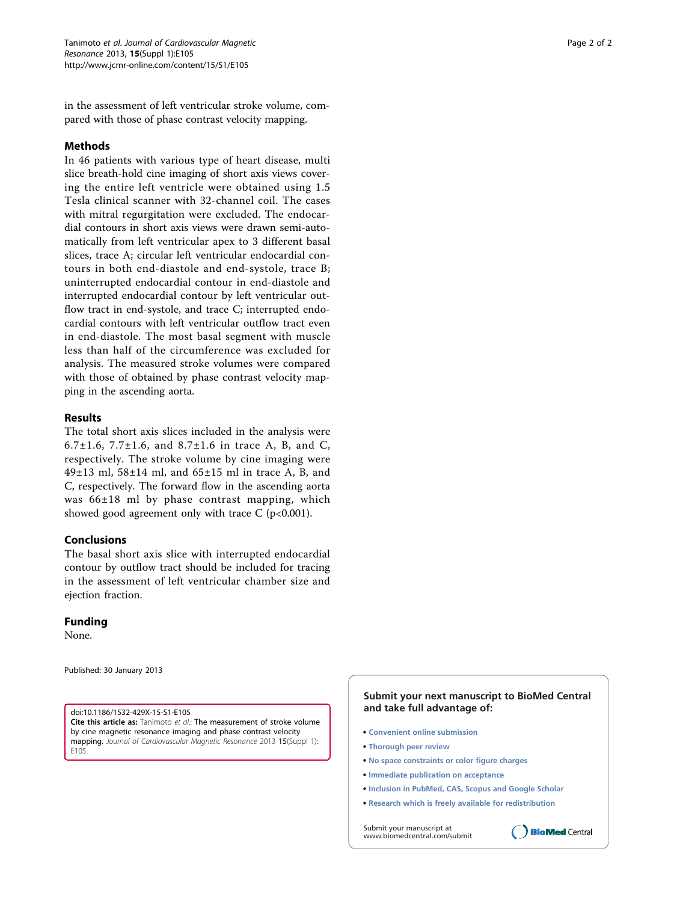in the assessment of left ventricular stroke volume, compared with those of phase contrast velocity mapping.

## Methods

In 46 patients with various type of heart disease, multi slice breath-hold cine imaging of short axis views covering the entire left ventricle were obtained using 1.5 Tesla clinical scanner with 32-channel coil. The cases with mitral regurgitation were excluded. The endocardial contours in short axis views were drawn semi-automatically from left ventricular apex to 3 different basal slices, trace A; circular left ventricular endocardial contours in both end-diastole and end-systole, trace B; uninterrupted endocardial contour in end-diastole and interrupted endocardial contour by left ventricular outflow tract in end-systole, and trace C; interrupted endocardial contours with left ventricular outflow tract even in end-diastole. The most basal segment with muscle less than half of the circumference was excluded for analysis. The measured stroke volumes were compared with those of obtained by phase contrast velocity mapping in the ascending aorta.

## Results

The total short axis slices included in the analysis were 6.7±1.6, 7.7±1.6, and 8.7±1.6 in trace A, B, and C, respectively. The stroke volume by cine imaging were 49±13 ml, 58±14 ml, and 65±15 ml in trace A, B, and C, respectively. The forward flow in the ascending aorta was 66±18 ml by phase contrast mapping, which showed good agreement only with trace C ($p<0.001$).

## Conclusions

The basal short axis slice with interrupted endocardial contour by outflow tract should be included for tracing in the assessment of left ventricular chamber size and ejection fraction.

## Funding

None.

Published: 30 January 2013

doi:10.1186/1532-429X-15-S1-E105

**Cite this article as:** Tanimoto *et al.*: The measurement of stroke volume by cine magnetic resonance imaging and phase contrast velocity mapping. *Journal of Cardiovascular Magnetic Resonance* 2013 **15**(Suppl 1): E105.

**Submit your next manuscript to BioMed Central and take full advantage of:**

- Convenient online submission
- Thorough peer review
- No space constraints or color figure charges
- Immediate publication on acceptance
- Inclusion in PubMed, CAS, Scopus and Google Scholar
- Research which is freely available for redistribution

Submit your manuscript at www.biomedcentral.com/submit

BioMed Central